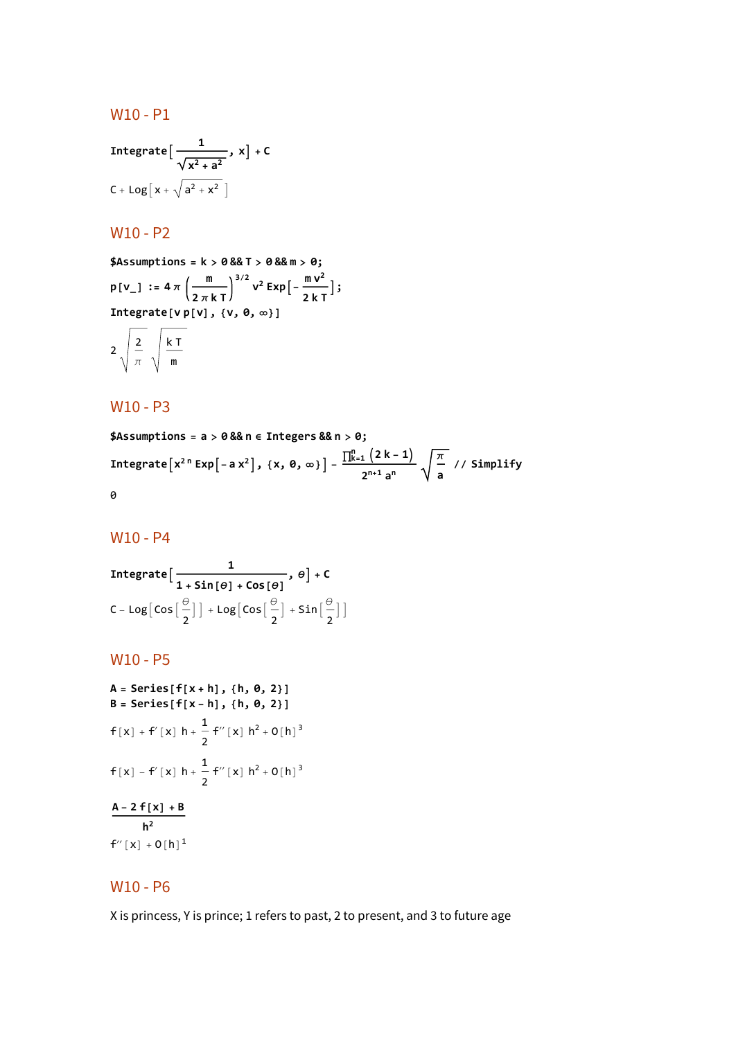## W10 - P1

```
Integrate[1/Sqrt[x^2 + a^2], x] + C
```

$$C + \text{Log}\left[x + \sqrt{a^2 + x^2}\right]$$

## W10 - P2

```
$Assumptions = k > 0 && T > 0 && m > 0;
p[v_] := 4 π (m/(2 π k T))^(3/2) v^2 Exp[-(m v^2)/(2 k T)];
Integrate[v p[v], {v, 0, ∞}]
```

$$2\sqrt{\frac{2}{\pi}}\sqrt{\frac{k\,T}{m}}$$

## W10 - P3

```
$Assumptions = a > 0 && n ∈ Integers && n > 0;
Integrate[x^(2 n) Exp[-a x^2], {x, 0, ∞}] - (∏_{k=1}^{n} (2 k - 1))/(2^(n+1) a^n) Sqrt[π/a] // Simplify
```

$$0$$

## W10 - P4

```
Integrate[1/(1 + Sin[θ] + Cos[θ]), θ] + C
```

$$C - \text{Log}\left[\text{Cos}\left[\frac{\theta}{2}\right]\right] + \text{Log}\left[\text{Cos}\left[\frac{\theta}{2}\right] + \text{Sin}\left[\frac{\theta}{2}\right]\right]$$

## W10 - P5

```
A = Series[f[x + h], {h, 0, 2}]
B = Series[f[x - h], {h, 0, 2}]
```

$$f[x] + f'[x]\,h + \frac{1}{2}f''[x]\,h^2 + O[h]^3$$

$$f[x] - f'[x]\,h + \frac{1}{2}f''[x]\,h^2 + O[h]^3$$

```
(A - 2 f[x] + B)/h^2
```

$$f''[x] + O[h]^1$$

## W10 - P6

X is princess, Y is prince; 1 refers to past, 2 to present, and 3 to future age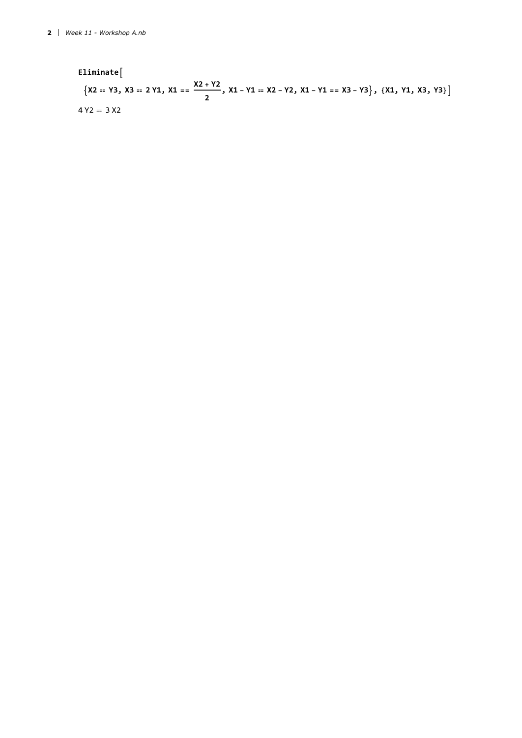```
Eliminate[
 {X2 == Y3, X3 == 2 Y1, X1 == (X2 + Y2)/2, X1 - Y1 == X2 - Y2, X1 - Y1 == X3 - Y3}, {X1, Y1, X3, Y3}]
```

```
4 Y2 == 3 X2
```